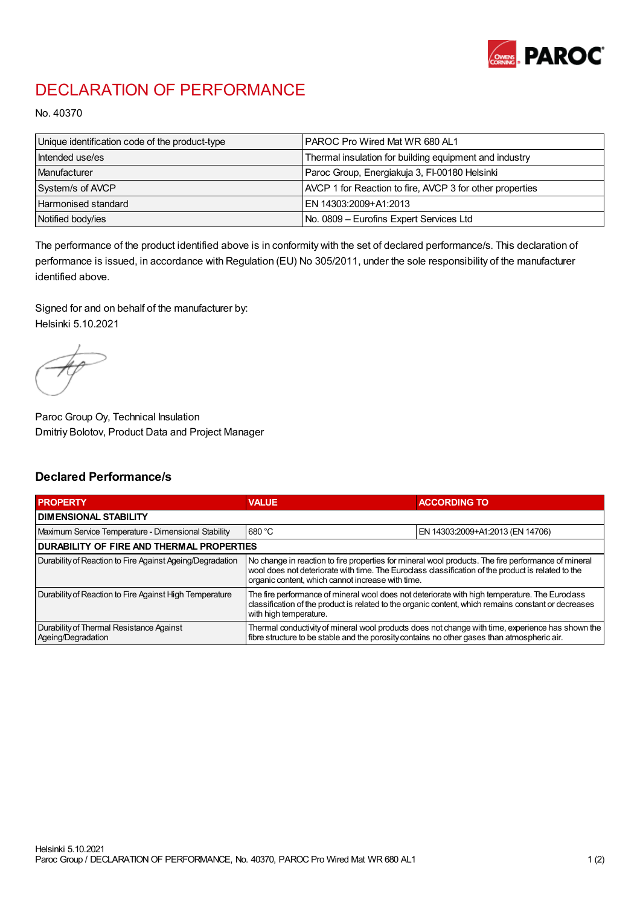# DECLARATION OF PERFORMANCE

No. 40370

| Unique identification code of the product-type | PAROC Pro Wired Mat WR 680 AL1 |
|---|---|
| Intended use/es | Thermal insulation for building equipment and industry |
| Manufacturer | Paroc Group, Energiakuja 3, FI-00180 Helsinki |
| System/s of AVCP | AVCP 1 for Reaction to fire, AVCP 3 for other properties |
| Harmonised standard | EN 14303:2009+A1:2013 |
| Notified body/ies | No. 0809 – Eurofins Expert Services Ltd |

The performance of the product identified above is in conformity with the set of declared performance/s. This declaration of performance is issued, in accordance with Regulation (EU) No 305/2011, under the sole responsibility of the manufacturer identified above.

Signed for and on behalf of the manufacturer by:
Helsinki 5.10.2021

Paroc Group Oy, Technical Insulation
Dmitriy Bolotov, Product Data and Project Manager

## Declared Performance/s

| PROPERTY | VALUE | ACCORDING TO |
|---|---|---|
| **DIMENSIONAL STABILITY** | | |
| Maximum Service Temperature - Dimensional Stability | 680 °C | EN 14303:2009+A1:2013 (EN 14706) |
| **DURABILITY OF FIRE AND THERMAL PROPERTIES** | | |
| Durability of Reaction to Fire Against Ageing/Degradation | No change in reaction to fire properties for mineral wool products. The fire performance of mineral wool does not deteriorate with time. The Euroclass classification of the product is related to the organic content, which cannot increase with time. | |
| Durability of Reaction to Fire Against High Temperature | The fire performance of mineral wool does not deteriorate with high temperature. The Euroclass classification of the product is related to the organic content, which remains constant or decreases with high temperature. | |
| Durability of Thermal Resistance Against Ageing/Degradation | Thermal conductivity of mineral wool products does not change with time, experience has shown the fibre structure to be stable and the porosity contains no other gases than atmospheric air. | |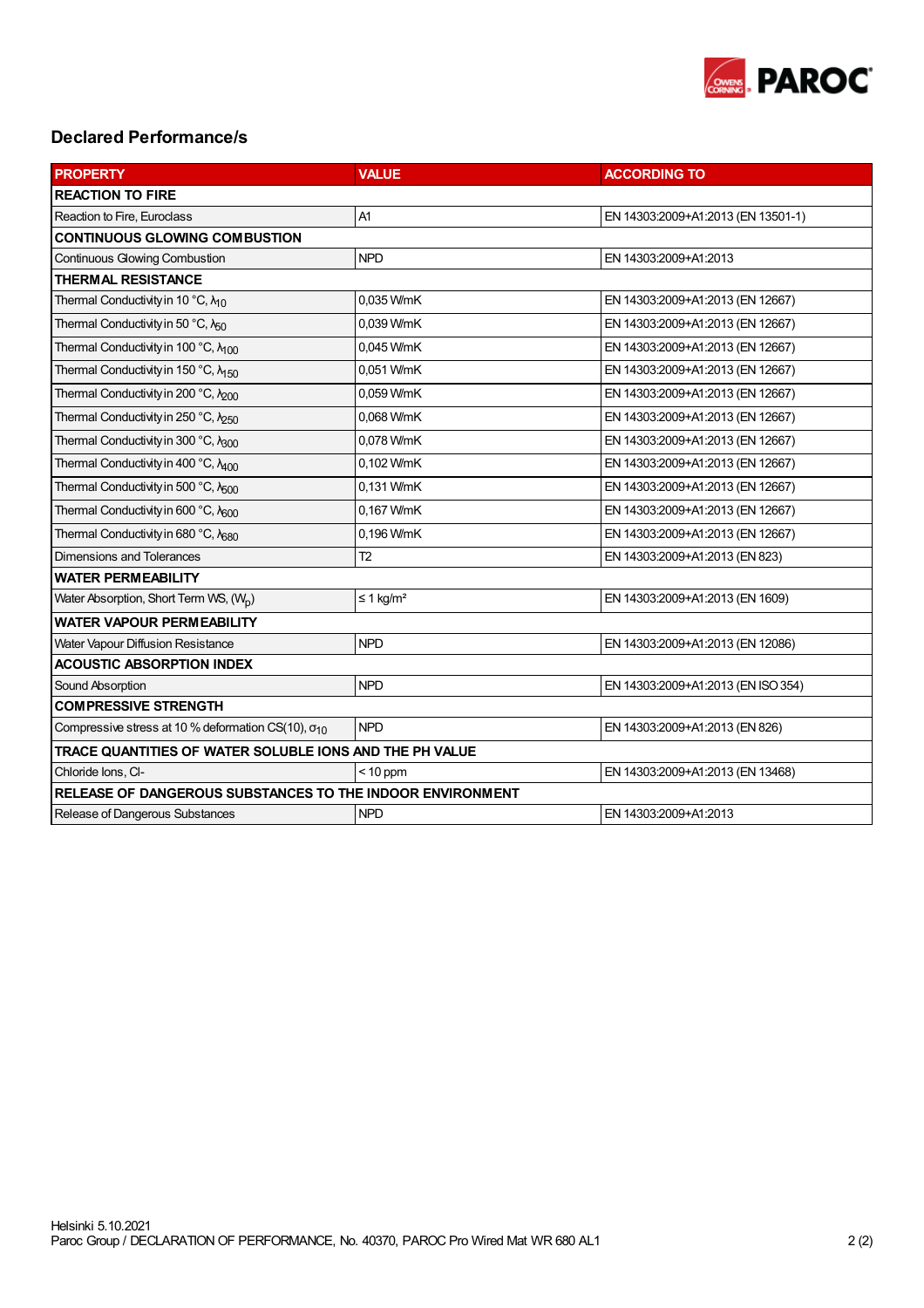## Declared Performance/s

| PROPERTY | VALUE | ACCORDING TO |
|---|---|---|
| **REACTION TO FIRE** | | |
| Reaction to Fire, Euroclass | A1 | EN 14303:2009+A1:2013 (EN 13501-1) |
| **CONTINUOUS GLOWING COMBUSTION** | | |
| Continuous Glowing Combustion | NPD | EN 14303:2009+A1:2013 |
| **THERMAL RESISTANCE** | | |
| Thermal Conductivity in 10 °C, $\lambda_{10}$ | 0,035 W/mK | EN 14303:2009+A1:2013 (EN 12667) |
| Thermal Conductivity in 50 °C, $\lambda_{50}$ | 0,039 W/mK | EN 14303:2009+A1:2013 (EN 12667) |
| Thermal Conductivity in 100 °C, $\lambda_{100}$ | 0,045 W/mK | EN 14303:2009+A1:2013 (EN 12667) |
| Thermal Conductivity in 150 °C, $\lambda_{150}$ | 0,051 W/mK | EN 14303:2009+A1:2013 (EN 12667) |
| Thermal Conductivity in 200 °C, $\lambda_{200}$ | 0,059 W/mK | EN 14303:2009+A1:2013 (EN 12667) |
| Thermal Conductivity in 250 °C, $\lambda_{250}$ | 0,068 W/mK | EN 14303:2009+A1:2013 (EN 12667) |
| Thermal Conductivity in 300 °C, $\lambda_{300}$ | 0,078 W/mK | EN 14303:2009+A1:2013 (EN 12667) |
| Thermal Conductivity in 400 °C, $\lambda_{400}$ | 0,102 W/mK | EN 14303:2009+A1:2013 (EN 12667) |
| Thermal Conductivity in 500 °C, $\lambda_{500}$ | 0,131 W/mK | EN 14303:2009+A1:2013 (EN 12667) |
| Thermal Conductivity in 600 °C, $\lambda_{600}$ | 0,167 W/mK | EN 14303:2009+A1:2013 (EN 12667) |
| Thermal Conductivity in 680 °C, $\lambda_{680}$ | 0,196 W/mK | EN 14303:2009+A1:2013 (EN 12667) |
| Dimensions and Tolerances | T2 | EN 14303:2009+A1:2013 (EN 823) |
| **WATER PERMEABILITY** | | |
| Water Absorption, Short Term WS, ($W_p$) | ≤ 1 kg/m² | EN 14303:2009+A1:2013 (EN 1609) |
| **WATER VAPOUR PERMEABILITY** | | |
| Water Vapour Diffusion Resistance | NPD | EN 14303:2009+A1:2013 (EN 12086) |
| **ACOUSTIC ABSORPTION INDEX** | | |
| Sound Absorption | NPD | EN 14303:2009+A1:2013 (EN ISO 354) |
| **COMPRESSIVE STRENGTH** | | |
| Compressive stress at 10 % deformation CS(10), $\sigma_{10}$ | NPD | EN 14303:2009+A1:2013 (EN 826) |
| **TRACE QUANTITIES OF WATER SOLUBLE IONS AND THE PH VALUE** | | |
| Chloride Ions, Cl- | < 10 ppm | EN 14303:2009+A1:2013 (EN 13468) |
| **RELEASE OF DANGEROUS SUBSTANCES TO THE INDOOR ENVIRONMENT** | | |
| Release of Dangerous Substances | NPD | EN 14303:2009+A1:2013 |

Helsinki 5.10.2021

Paroc Group / DECLARATION OF PERFORMANCE, No. 40370, PAROC Pro Wired Mat WR 680 AL1